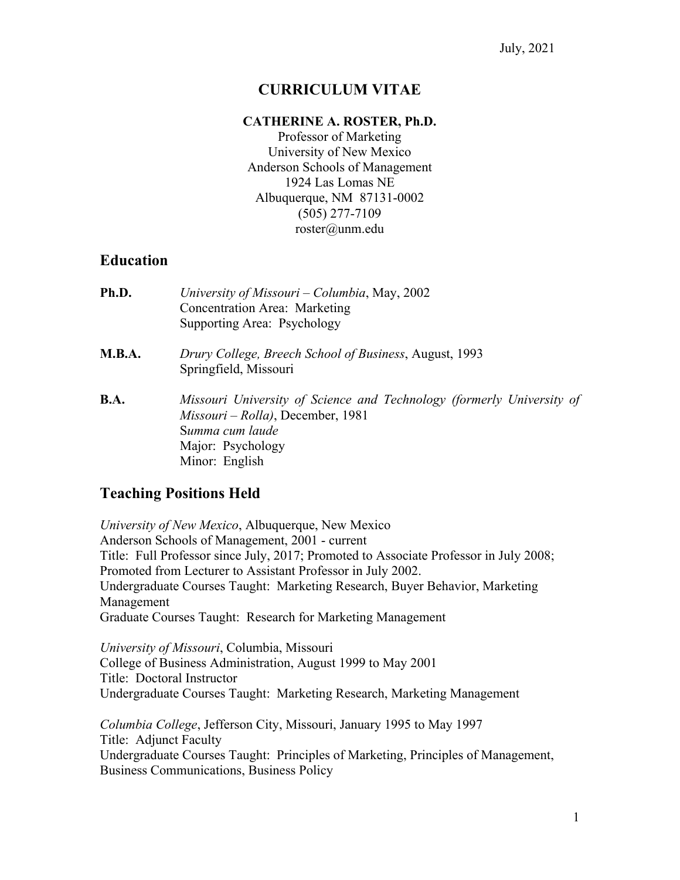July, 2021

# CURRICULUM VITAE

**CATHERINE A. ROSTER, Ph.D.**
Professor of Marketing
University of New Mexico
Anderson Schools of Management
1924 Las Lomas NE
Albuquerque, NM 87131-0002
(505) 277-7109
roster@unm.edu

## Education

**Ph.D.** *University of Missouri – Columbia*, May, 2002
Concentration Area: Marketing
Supporting Area: Psychology

**M.B.A.** *Drury College, Breech School of Business*, August, 1993
Springfield, Missouri

**B.A.** *Missouri University of Science and Technology (formerly University of Missouri – Rolla)*, December, 1981
S*umma cum laude*
Major: Psychology
Minor: English

## Teaching Positions Held

*University of New Mexico*, Albuquerque, New Mexico
Anderson Schools of Management, 2001 - current
Title: Full Professor since July, 2017; Promoted to Associate Professor in July 2008; Promoted from Lecturer to Assistant Professor in July 2002.
Undergraduate Courses Taught: Marketing Research, Buyer Behavior, Marketing Management
Graduate Courses Taught: Research for Marketing Management

*University of Missouri*, Columbia, Missouri
College of Business Administration, August 1999 to May 2001
Title: Doctoral Instructor
Undergraduate Courses Taught: Marketing Research, Marketing Management

*Columbia College*, Jefferson City, Missouri, January 1995 to May 1997
Title: Adjunct Faculty
Undergraduate Courses Taught: Principles of Marketing, Principles of Management, Business Communications, Business Policy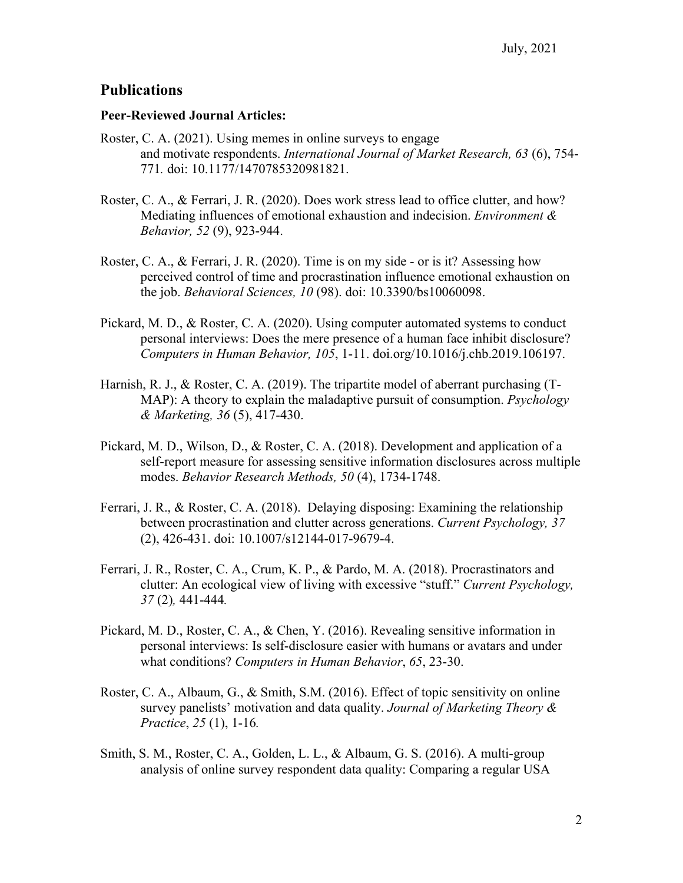## Publications

**Peer-Reviewed Journal Articles:**

Roster, C. A. (2021). Using memes in online surveys to engage and motivate respondents. *International Journal of Market Research, 63* (6), 754-771. doi: 10.1177/1470785320981821.

Roster, C. A., & Ferrari, J. R. (2020). Does work stress lead to office clutter, and how? Mediating influences of emotional exhaustion and indecision. *Environment & Behavior, 52* (9), 923-944.

Roster, C. A., & Ferrari, J. R. (2020). Time is on my side - or is it? Assessing how perceived control of time and procrastination influence emotional exhaustion on the job. *Behavioral Sciences, 10* (98). doi: 10.3390/bs10060098.

Pickard, M. D., & Roster, C. A. (2020). Using computer automated systems to conduct personal interviews: Does the mere presence of a human face inhibit disclosure? *Computers in Human Behavior, 105*, 1-11. doi.org/10.1016/j.chb.2019.106197.

Harnish, R. J., & Roster, C. A. (2019). The tripartite model of aberrant purchasing (T-MAP): A theory to explain the maladaptive pursuit of consumption. *Psychology & Marketing, 36* (5), 417-430.

Pickard, M. D., Wilson, D., & Roster, C. A. (2018). Development and application of a self-report measure for assessing sensitive information disclosures across multiple modes. *Behavior Research Methods, 50* (4), 1734-1748.

Ferrari, J. R., & Roster, C. A. (2018). Delaying disposing: Examining the relationship between procrastination and clutter across generations. *Current Psychology, 37* (2), 426-431. doi: 10.1007/s12144-017-9679-4.

Ferrari, J. R., Roster, C. A., Crum, K. P., & Pardo, M. A. (2018). Procrastinators and clutter: An ecological view of living with excessive "stuff." *Current Psychology, 37* (2)*,* 441-444*.*

Pickard, M. D., Roster, C. A., & Chen, Y. (2016). Revealing sensitive information in personal interviews: Is self-disclosure easier with humans or avatars and under what conditions? *Computers in Human Behavior*, *65*, 23-30.

Roster, C. A., Albaum, G., & Smith, S.M. (2016). Effect of topic sensitivity on online survey panelists' motivation and data quality. *Journal of Marketing Theory & Practice*, *25* (1), 1-16*.*

Smith, S. M., Roster, C. A., Golden, L. L., & Albaum, G. S. (2016). A multi-group analysis of online survey respondent data quality: Comparing a regular USA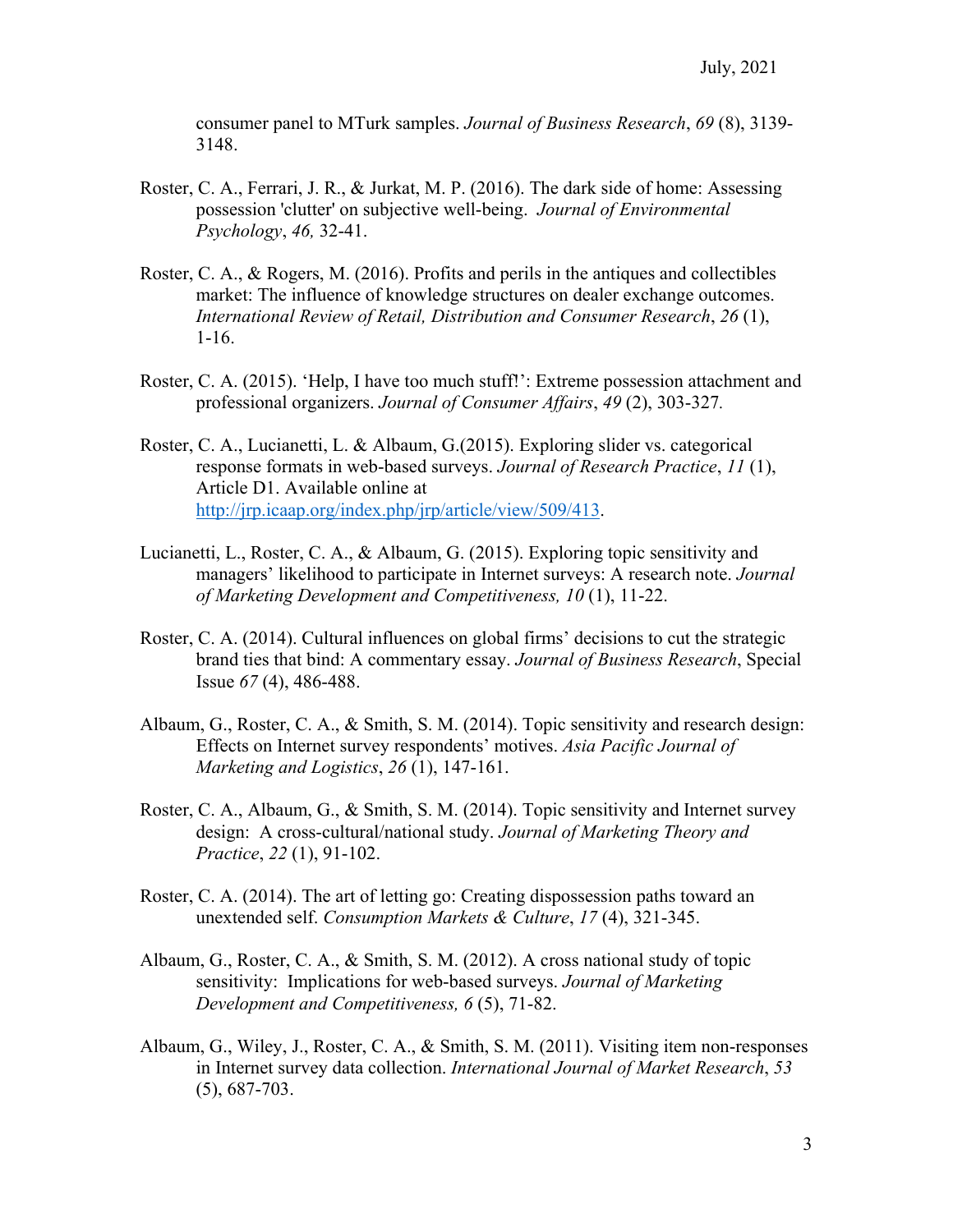consumer panel to MTurk samples. *Journal of Business Research*, *69* (8), 3139-3148.

Roster, C. A., Ferrari, J. R., & Jurkat, M. P. (2016). The dark side of home: Assessing possession 'clutter' on subjective well-being. *Journal of Environmental Psychology*, *46,* 32-41.

Roster, C. A., & Rogers, M. (2016). Profits and perils in the antiques and collectibles market: The influence of knowledge structures on dealer exchange outcomes. *International Review of Retail, Distribution and Consumer Research*, *26* (1), 1-16.

Roster, C. A. (2015). 'Help, I have too much stuff!': Extreme possession attachment and professional organizers. *Journal of Consumer Affairs*, *49* (2), 303-327*.*

Roster, C. A., Lucianetti, L. & Albaum, G.(2015). Exploring slider vs. categorical response formats in web-based surveys. *Journal of Research Practice*, *11* (1), Article D1. Available online at http://jrp.icaap.org/index.php/jrp/article/view/509/413.

Lucianetti, L., Roster, C. A., & Albaum, G. (2015). Exploring topic sensitivity and managers' likelihood to participate in Internet surveys: A research note. *Journal of Marketing Development and Competitiveness, 10* (1), 11-22.

Roster, C. A. (2014). Cultural influences on global firms' decisions to cut the strategic brand ties that bind: A commentary essay. *Journal of Business Research*, Special Issue *67* (4), 486-488.

Albaum, G., Roster, C. A., & Smith, S. M. (2014). Topic sensitivity and research design: Effects on Internet survey respondents' motives. *Asia Pacific Journal of Marketing and Logistics*, *26* (1), 147-161.

Roster, C. A., Albaum, G., & Smith, S. M. (2014). Topic sensitivity and Internet survey design: A cross-cultural/national study. *Journal of Marketing Theory and Practice*, *22* (1), 91-102.

Roster, C. A. (2014). The art of letting go: Creating dispossession paths toward an unextended self. *Consumption Markets & Culture*, *17* (4), 321-345.

Albaum, G., Roster, C. A., & Smith, S. M. (2012). A cross national study of topic sensitivity: Implications for web-based surveys. *Journal of Marketing Development and Competitiveness, 6* (5), 71-82.

Albaum, G., Wiley, J., Roster, C. A., & Smith, S. M. (2011). Visiting item non-responses in Internet survey data collection. *International Journal of Market Research*, *53* (5), 687-703.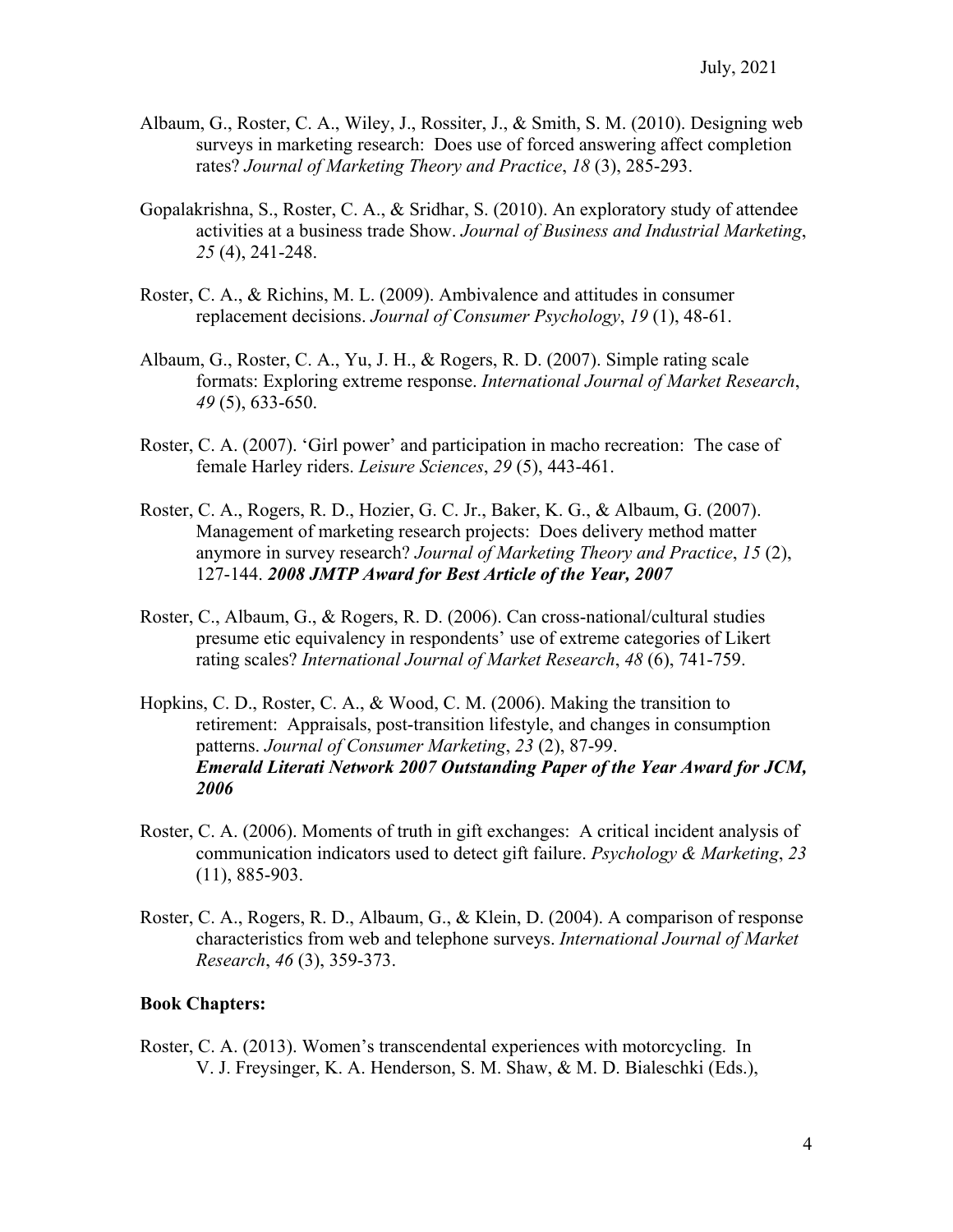Albaum, G., Roster, C. A., Wiley, J., Rossiter, J., & Smith, S. M. (2010). Designing web surveys in marketing research: Does use of forced answering affect completion rates? *Journal of Marketing Theory and Practice*, *18* (3), 285-293.

Gopalakrishna, S., Roster, C. A., & Sridhar, S. (2010). An exploratory study of attendee activities at a business trade Show. *Journal of Business and Industrial Marketing*, *25* (4), 241-248.

Roster, C. A., & Richins, M. L. (2009). Ambivalence and attitudes in consumer replacement decisions. *Journal of Consumer Psychology*, *19* (1), 48-61.

Albaum, G., Roster, C. A., Yu, J. H., & Rogers, R. D. (2007). Simple rating scale formats: Exploring extreme response. *International Journal of Market Research*, *49* (5), 633-650.

Roster, C. A. (2007). 'Girl power' and participation in macho recreation: The case of female Harley riders. *Leisure Sciences*, *29* (5), 443-461.

Roster, C. A., Rogers, R. D., Hozier, G. C. Jr., Baker, K. G., & Albaum, G. (2007). Management of marketing research projects: Does delivery method matter anymore in survey research? *Journal of Marketing Theory and Practice*, *15* (2), 127-144. ***2008 JMTP Award for Best Article of the Year, 2007***

Roster, C., Albaum, G., & Rogers, R. D. (2006). Can cross-national/cultural studies presume etic equivalency in respondents' use of extreme categories of Likert rating scales? *International Journal of Market Research*, *48* (6), 741-759.

Hopkins, C. D., Roster, C. A., & Wood, C. M. (2006). Making the transition to retirement: Appraisals, post-transition lifestyle, and changes in consumption patterns. *Journal of Consumer Marketing*, *23* (2), 87-99. ***Emerald Literati Network 2007 Outstanding Paper of the Year Award for JCM, 2006***

Roster, C. A. (2006). Moments of truth in gift exchanges: A critical incident analysis of communication indicators used to detect gift failure. *Psychology & Marketing*, *23* (11), 885-903.

Roster, C. A., Rogers, R. D., Albaum, G., & Klein, D. (2004). A comparison of response characteristics from web and telephone surveys. *International Journal of Market Research*, *46* (3), 359-373.

**Book Chapters:**

Roster, C. A. (2013). Women's transcendental experiences with motorcycling. In V. J. Freysinger, K. A. Henderson, S. M. Shaw, & M. D. Bialeschki (Eds.),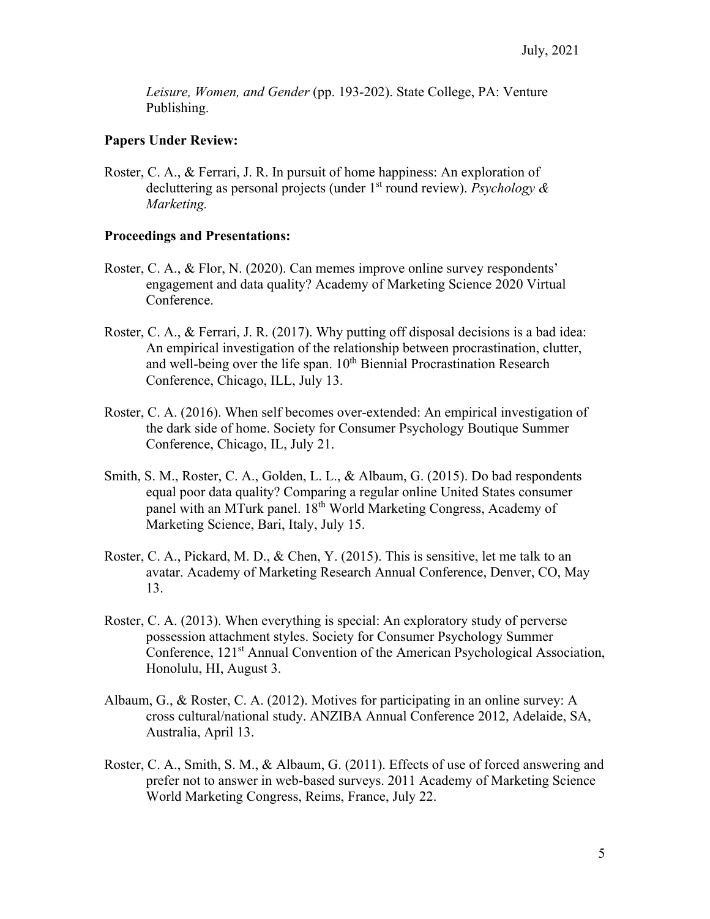*Leisure, Women, and Gender* (pp. 193-202). State College, PA: Venture Publishing.

**Papers Under Review:**

Roster, C. A., & Ferrari, J. R. In pursuit of home happiness: An exploration of decluttering as personal projects (under 1st round review). *Psychology & Marketing.*

**Proceedings and Presentations:**

Roster, C. A., & Flor, N. (2020). Can memes improve online survey respondents' engagement and data quality? Academy of Marketing Science 2020 Virtual Conference.

Roster, C. A., & Ferrari, J. R. (2017). Why putting off disposal decisions is a bad idea: An empirical investigation of the relationship between procrastination, clutter, and well-being over the life span. 10th Biennial Procrastination Research Conference, Chicago, ILL, July 13.

Roster, C. A. (2016). When self becomes over-extended: An empirical investigation of the dark side of home. Society for Consumer Psychology Boutique Summer Conference, Chicago, IL, July 21.

Smith, S. M., Roster, C. A., Golden, L. L., & Albaum, G. (2015). Do bad respondents equal poor data quality? Comparing a regular online United States consumer panel with an MTurk panel. 18th World Marketing Congress, Academy of Marketing Science, Bari, Italy, July 15.

Roster, C. A., Pickard, M. D., & Chen, Y. (2015). This is sensitive, let me talk to an avatar. Academy of Marketing Research Annual Conference, Denver, CO, May 13.

Roster, C. A. (2013). When everything is special: An exploratory study of perverse possession attachment styles. Society for Consumer Psychology Summer Conference, 121st Annual Convention of the American Psychological Association, Honolulu, HI, August 3.

Albaum, G., & Roster, C. A. (2012). Motives for participating in an online survey: A cross cultural/national study. ANZIBA Annual Conference 2012, Adelaide, SA, Australia, April 13.

Roster, C. A., Smith, S. M., & Albaum, G. (2011). Effects of use of forced answering and prefer not to answer in web-based surveys. 2011 Academy of Marketing Science World Marketing Congress, Reims, France, July 22.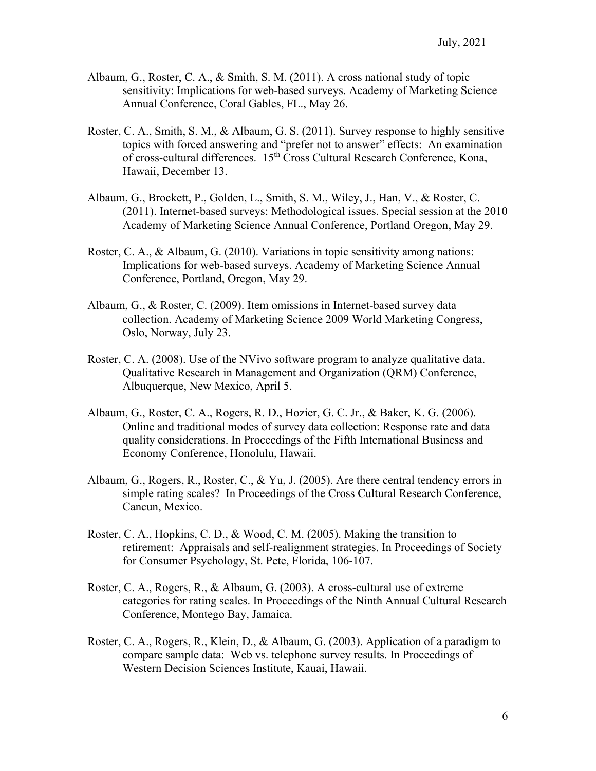Albaum, G., Roster, C. A., & Smith, S. M. (2011). A cross national study of topic sensitivity: Implications for web-based surveys. Academy of Marketing Science Annual Conference, Coral Gables, FL., May 26.

Roster, C. A., Smith, S. M., & Albaum, G. S. (2011). Survey response to highly sensitive topics with forced answering and "prefer not to answer" effects: An examination of cross-cultural differences. 15th Cross Cultural Research Conference, Kona, Hawaii, December 13.

Albaum, G., Brockett, P., Golden, L., Smith, S. M., Wiley, J., Han, V., & Roster, C. (2011). Internet-based surveys: Methodological issues. Special session at the 2010 Academy of Marketing Science Annual Conference, Portland Oregon, May 29.

Roster, C. A., & Albaum, G. (2010). Variations in topic sensitivity among nations: Implications for web-based surveys. Academy of Marketing Science Annual Conference, Portland, Oregon, May 29.

Albaum, G., & Roster, C. (2009). Item omissions in Internet-based survey data collection. Academy of Marketing Science 2009 World Marketing Congress, Oslo, Norway, July 23.

Roster, C. A. (2008). Use of the NVivo software program to analyze qualitative data. Qualitative Research in Management and Organization (QRM) Conference, Albuquerque, New Mexico, April 5.

Albaum, G., Roster, C. A., Rogers, R. D., Hozier, G. C. Jr., & Baker, K. G. (2006). Online and traditional modes of survey data collection: Response rate and data quality considerations. In Proceedings of the Fifth International Business and Economy Conference, Honolulu, Hawaii.

Albaum, G., Rogers, R., Roster, C., & Yu, J. (2005). Are there central tendency errors in simple rating scales? In Proceedings of the Cross Cultural Research Conference, Cancun, Mexico.

Roster, C. A., Hopkins, C. D., & Wood, C. M. (2005). Making the transition to retirement: Appraisals and self-realignment strategies. In Proceedings of Society for Consumer Psychology, St. Pete, Florida, 106-107.

Roster, C. A., Rogers, R., & Albaum, G. (2003). A cross-cultural use of extreme categories for rating scales. In Proceedings of the Ninth Annual Cultural Research Conference, Montego Bay, Jamaica.

Roster, C. A., Rogers, R., Klein, D., & Albaum, G. (2003). Application of a paradigm to compare sample data: Web vs. telephone survey results. In Proceedings of Western Decision Sciences Institute, Kauai, Hawaii.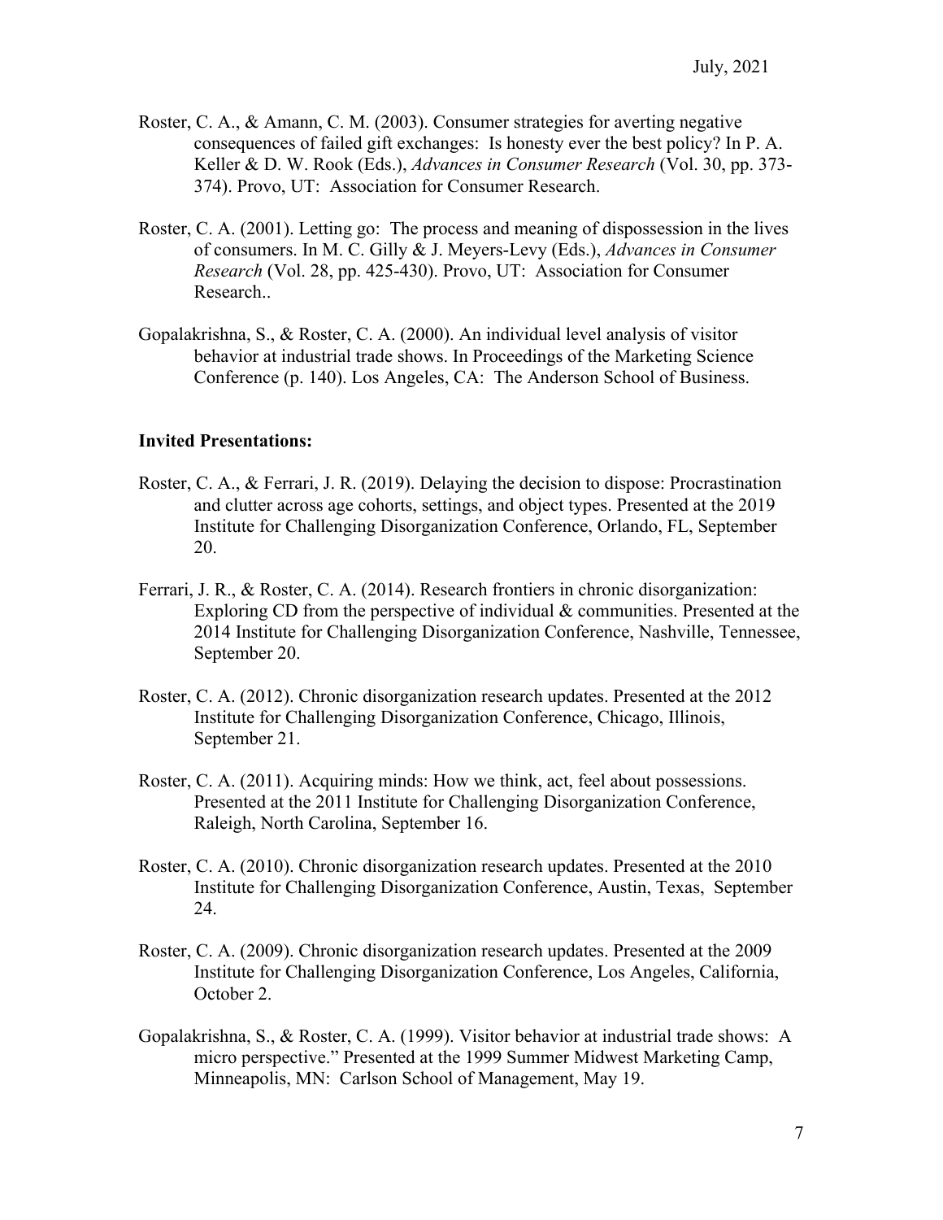Roster, C. A., & Amann, C. M. (2003). Consumer strategies for averting negative consequences of failed gift exchanges: Is honesty ever the best policy? In P. A. Keller & D. W. Rook (Eds.), *Advances in Consumer Research* (Vol. 30, pp. 373-374). Provo, UT: Association for Consumer Research.

Roster, C. A. (2001). Letting go: The process and meaning of dispossession in the lives of consumers. In M. C. Gilly & J. Meyers-Levy (Eds.), *Advances in Consumer Research* (Vol. 28, pp. 425-430). Provo, UT: Association for Consumer Research..

Gopalakrishna, S., & Roster, C. A. (2000). An individual level analysis of visitor behavior at industrial trade shows. In Proceedings of the Marketing Science Conference (p. 140). Los Angeles, CA: The Anderson School of Business.

**Invited Presentations:**

Roster, C. A., & Ferrari, J. R. (2019). Delaying the decision to dispose: Procrastination and clutter across age cohorts, settings, and object types. Presented at the 2019 Institute for Challenging Disorganization Conference, Orlando, FL, September 20.

Ferrari, J. R., & Roster, C. A. (2014). Research frontiers in chronic disorganization: Exploring CD from the perspective of individual & communities. Presented at the 2014 Institute for Challenging Disorganization Conference, Nashville, Tennessee, September 20.

Roster, C. A. (2012). Chronic disorganization research updates. Presented at the 2012 Institute for Challenging Disorganization Conference, Chicago, Illinois, September 21.

Roster, C. A. (2011). Acquiring minds: How we think, act, feel about possessions. Presented at the 2011 Institute for Challenging Disorganization Conference, Raleigh, North Carolina, September 16.

Roster, C. A. (2010). Chronic disorganization research updates. Presented at the 2010 Institute for Challenging Disorganization Conference, Austin, Texas, September 24.

Roster, C. A. (2009). Chronic disorganization research updates. Presented at the 2009 Institute for Challenging Disorganization Conference, Los Angeles, California, October 2.

Gopalakrishna, S., & Roster, C. A. (1999). Visitor behavior at industrial trade shows: A micro perspective." Presented at the 1999 Summer Midwest Marketing Camp, Minneapolis, MN: Carlson School of Management, May 19.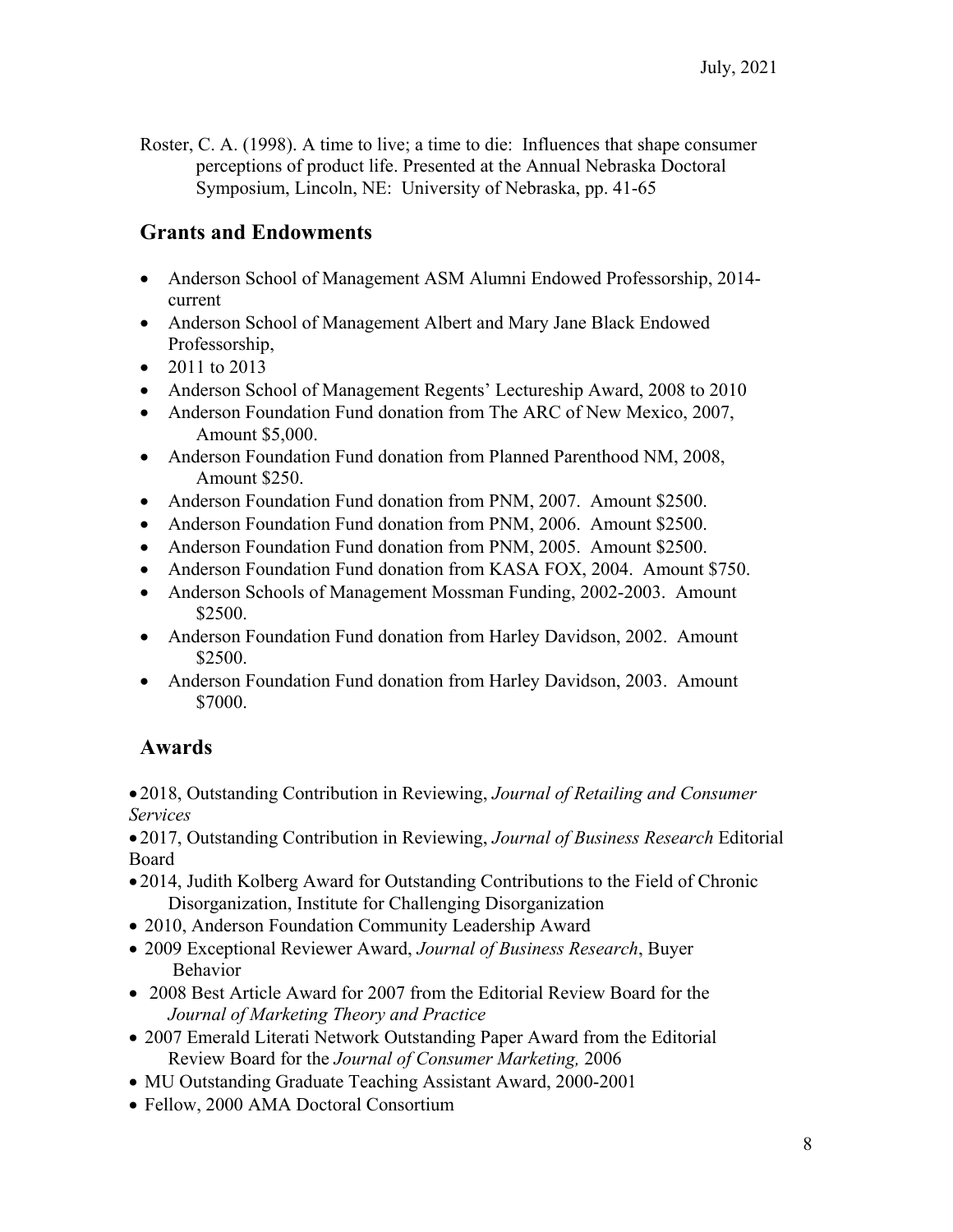Roster, C. A. (1998). A time to live; a time to die: Influences that shape consumer perceptions of product life. Presented at the Annual Nebraska Doctoral Symposium, Lincoln, NE: University of Nebraska, pp. 41-65

## Grants and Endowments

- Anderson School of Management ASM Alumni Endowed Professorship, 2014-current
- Anderson School of Management Albert and Mary Jane Black Endowed Professorship,
- 2011 to 2013
- Anderson School of Management Regents' Lectureship Award, 2008 to 2010
- Anderson Foundation Fund donation from The ARC of New Mexico, 2007, Amount $5,000.
- Anderson Foundation Fund donation from Planned Parenthood NM, 2008, Amount $250.
- Anderson Foundation Fund donation from PNM, 2007. Amount $2500.
- Anderson Foundation Fund donation from PNM, 2006. Amount $2500.
- Anderson Foundation Fund donation from PNM, 2005. Amount $2500.
- Anderson Foundation Fund donation from KASA FOX, 2004. Amount $750.
- Anderson Schools of Management Mossman Funding, 2002-2003. Amount $2500.
- Anderson Foundation Fund donation from Harley Davidson, 2002. Amount $2500.
- Anderson Foundation Fund donation from Harley Davidson, 2003. Amount $7000.

## Awards

- 2018, Outstanding Contribution in Reviewing, *Journal of Retailing and Consumer Services*
- 2017, Outstanding Contribution in Reviewing, *Journal of Business Research* Editorial Board
- 2014, Judith Kolberg Award for Outstanding Contributions to the Field of Chronic Disorganization, Institute for Challenging Disorganization
- 2010, Anderson Foundation Community Leadership Award
- 2009 Exceptional Reviewer Award, *Journal of Business Research*, Buyer Behavior
- 2008 Best Article Award for 2007 from the Editorial Review Board for the *Journal of Marketing Theory and Practice*
- 2007 Emerald Literati Network Outstanding Paper Award from the Editorial Review Board for the *Journal of Consumer Marketing,* 2006
- MU Outstanding Graduate Teaching Assistant Award, 2000-2001
- Fellow, 2000 AMA Doctoral Consortium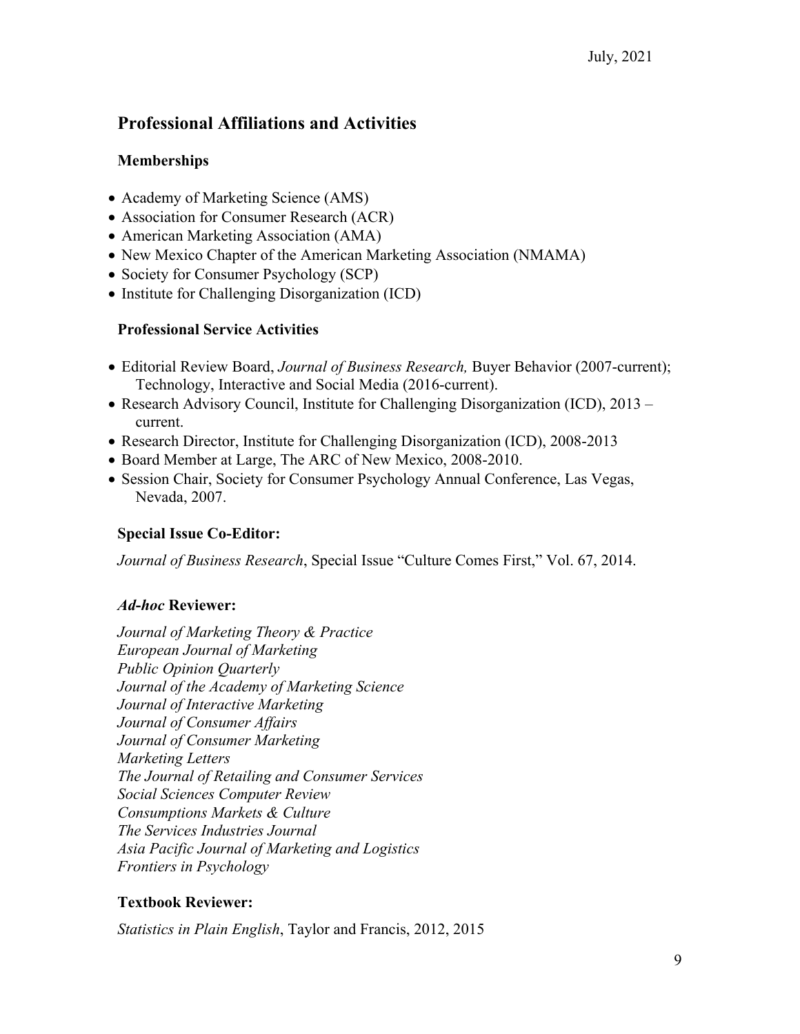## Professional Affiliations and Activities

### Memberships

- Academy of Marketing Science (AMS)
- Association for Consumer Research (ACR)
- American Marketing Association (AMA)
- New Mexico Chapter of the American Marketing Association (NMAMA)
- Society for Consumer Psychology (SCP)
- Institute for Challenging Disorganization (ICD)

### Professional Service Activities

- Editorial Review Board, *Journal of Business Research,* Buyer Behavior (2007-current); Technology, Interactive and Social Media (2016-current).
- Research Advisory Council, Institute for Challenging Disorganization (ICD), 2013 – current.
- Research Director, Institute for Challenging Disorganization (ICD), 2008-2013
- Board Member at Large, The ARC of New Mexico, 2008-2010.
- Session Chair, Society for Consumer Psychology Annual Conference, Las Vegas, Nevada, 2007.

### Special Issue Co-Editor:

*Journal of Business Research*, Special Issue "Culture Comes First," Vol. 67, 2014.

### *Ad-hoc* Reviewer:

*Journal of Marketing Theory & Practice*
*European Journal of Marketing*
*Public Opinion Quarterly*
*Journal of the Academy of Marketing Science*
*Journal of Interactive Marketing*
*Journal of Consumer Affairs*
*Journal of Consumer Marketing*
*Marketing Letters*
*The Journal of Retailing and Consumer Services*
*Social Sciences Computer Review*
*Consumptions Markets & Culture*
*The Services Industries Journal*
*Asia Pacific Journal of Marketing and Logistics*
*Frontiers in Psychology*

### Textbook Reviewer:

*Statistics in Plain English*, Taylor and Francis, 2012, 2015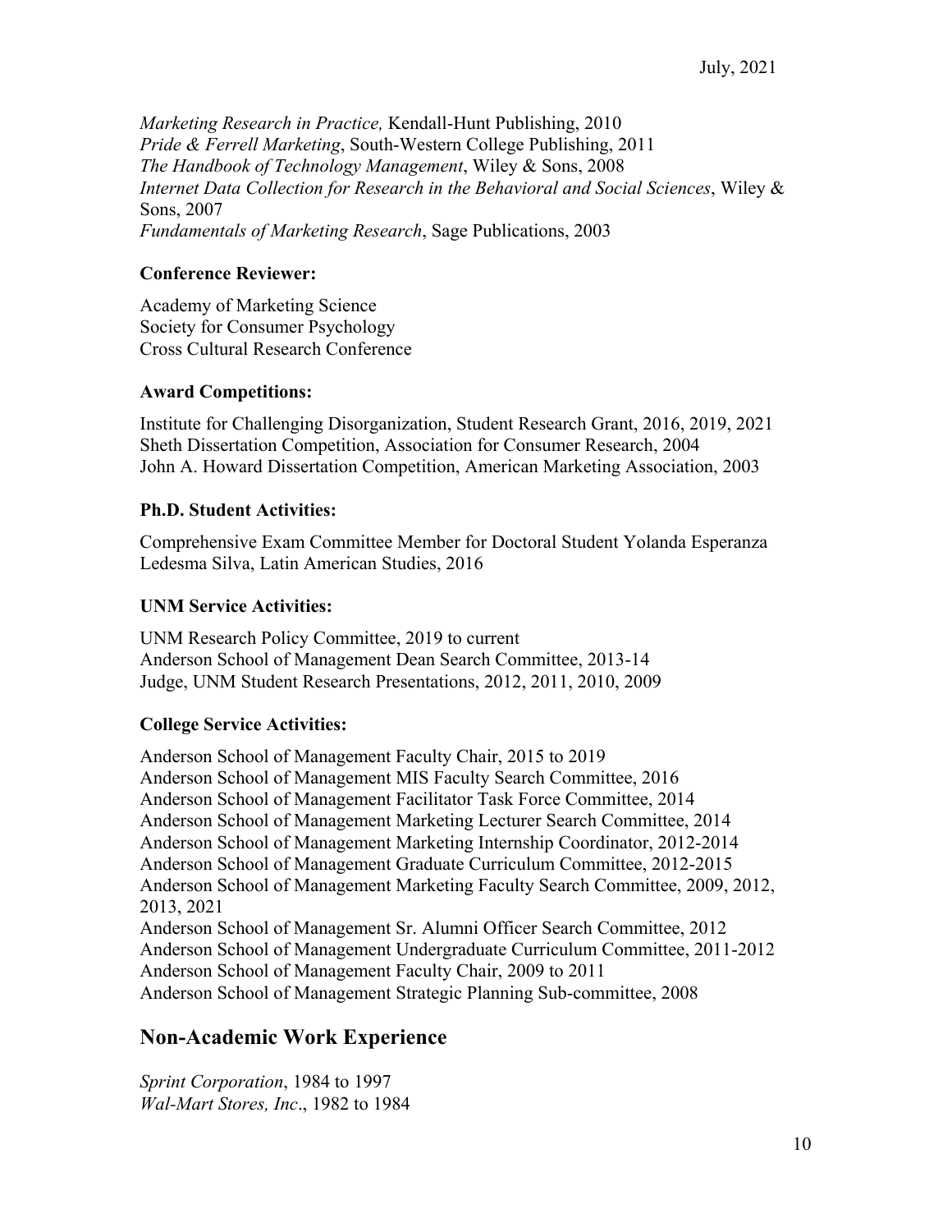*Marketing Research in Practice,* Kendall-Hunt Publishing, 2010
*Pride & Ferrell Marketing*, South-Western College Publishing, 2011
*The Handbook of Technology Management*, Wiley & Sons, 2008
*Internet Data Collection for Research in the Behavioral and Social Sciences*, Wiley & Sons, 2007
*Fundamentals of Marketing Research*, Sage Publications, 2003

**Conference Reviewer:**

Academy of Marketing Science
Society for Consumer Psychology
Cross Cultural Research Conference

**Award Competitions:**

Institute for Challenging Disorganization, Student Research Grant, 2016, 2019, 2021
Sheth Dissertation Competition, Association for Consumer Research, 2004
John A. Howard Dissertation Competition, American Marketing Association, 2003

**Ph.D. Student Activities:**

Comprehensive Exam Committee Member for Doctoral Student Yolanda Esperanza Ledesma Silva, Latin American Studies, 2016

**UNM Service Activities:**

UNM Research Policy Committee, 2019 to current
Anderson School of Management Dean Search Committee, 2013-14
Judge, UNM Student Research Presentations, 2012, 2011, 2010, 2009

**College Service Activities:**

Anderson School of Management Faculty Chair, 2015 to 2019
Anderson School of Management MIS Faculty Search Committee, 2016
Anderson School of Management Facilitator Task Force Committee, 2014
Anderson School of Management Marketing Lecturer Search Committee, 2014
Anderson School of Management Marketing Internship Coordinator, 2012-2014
Anderson School of Management Graduate Curriculum Committee, 2012-2015
Anderson School of Management Marketing Faculty Search Committee, 2009, 2012, 2013, 2021
Anderson School of Management Sr. Alumni Officer Search Committee, 2012
Anderson School of Management Undergraduate Curriculum Committee, 2011-2012
Anderson School of Management Faculty Chair, 2009 to 2011
Anderson School of Management Strategic Planning Sub-committee, 2008

## Non-Academic Work Experience

*Sprint Corporation*, 1984 to 1997
*Wal-Mart Stores, Inc*., 1982 to 1984